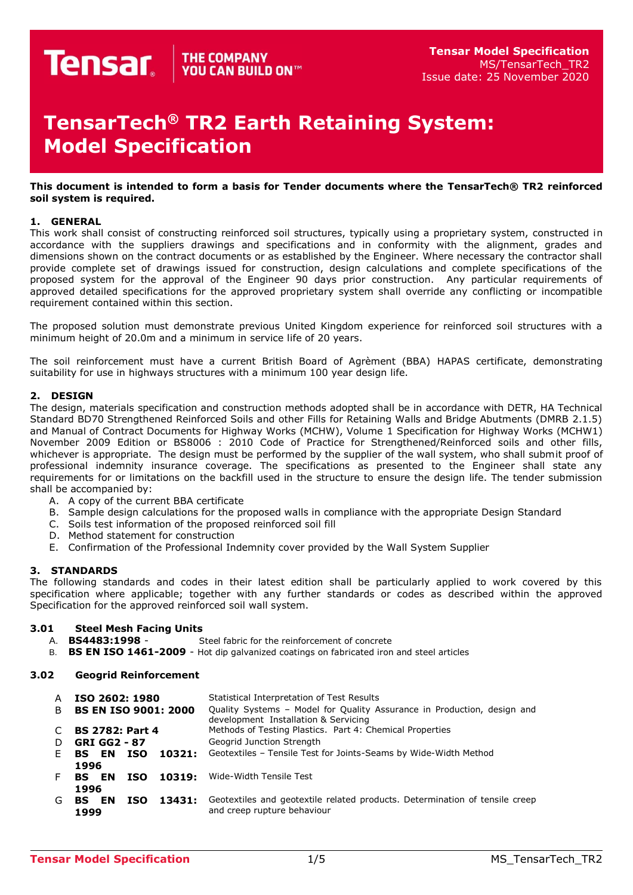# TensarTech® TR2 Earth Retaining System: Model Specification

**This document is intended to form a basis for Tender documents where the TensarTech® TR2 reinforced soil system is required.**

## 1. GENERAL

This work shall consist of constructing reinforced soil structures, typically using a proprietary system, constructed in accordance with the suppliers drawings and specifications and in conformity with the alignment, grades and dimensions shown on the contract documents or as established by the Engineer. Where necessary the contractor shall provide complete set of drawings issued for construction, design calculations and complete specifications of the proposed system for the approval of the Engineer 90 days prior construction. Any particular requirements of approved detailed specifications for the approved proprietary system shall override any conflicting or incompatible requirement contained within this section.

The proposed solution must demonstrate previous United Kingdom experience for reinforced soil structures with a minimum height of 20.0m and a minimum in service life of 20 years.

The soil reinforcement must have a current British Board of Agrèment (BBA) HAPAS certificate, demonstrating suitability for use in highways structures with a minimum 100 year design life.

## 2. DESIGN

The design, materials specification and construction methods adopted shall be in accordance with DETR, HA Technical Standard BD70 Strengthened Reinforced Soils and other Fills for Retaining Walls and Bridge Abutments (DMRB 2.1.5) and Manual of Contract Documents for Highway Works (MCHW), Volume 1 Specification for Highway Works (MCHW1) November 2009 Edition or BS8006 : 2010 Code of Practice for Strengthened/Reinforced soils and other fills, whichever is appropriate. The design must be performed by the supplier of the wall system, who shall submit proof of professional indemnity insurance coverage. The specifications as presented to the Engineer shall state any requirements for or limitations on the backfill used in the structure to ensure the design life. The tender submission shall be accompanied by:

A. A copy of the current BBA certificate
B. Sample design calculations for the proposed walls in compliance with the appropriate Design Standard
C. Soils test information of the proposed reinforced soil fill
D. Method statement for construction
E. Confirmation of the Professional Indemnity cover provided by the Wall System Supplier

## 3. STANDARDS

The following standards and codes in their latest edition shall be particularly applied to work covered by this specification where applicable; together with any further standards or codes as described within the approved Specification for the approved reinforced soil wall system.

### 3.01 Steel Mesh Facing Units

A. **BS4483:1998** - Steel fabric for the reinforcement of concrete
B. **BS EN ISO 1461-2009** - Hot dip galvanized coatings on fabricated iron and steel articles

### 3.02 Geogrid Reinforcement

| | | |
|---|---|---|
| A | **ISO 2602: 1980** | Statistical Interpretation of Test Results |
| B | **BS EN ISO 9001: 2000** | Quality Systems – Model for Quality Assurance in Production, design and development Installation & Servicing |
| C | **BS 2782: Part 4** | Methods of Testing Plastics. Part 4: Chemical Properties |
| D | **GRI GG2 - 87** | Geogrid Junction Strength |
| E | **BS EN ISO 10321: 1996** | Geotextiles – Tensile Test for Joints-Seams by Wide-Width Method |
| F | **BS EN ISO 10319: 1996** | Wide-Width Tensile Test |
| G | **BS EN ISO 13431: 1999** | Geotextiles and geotextile related products. Determination of tensile creep and creep rupture behaviour |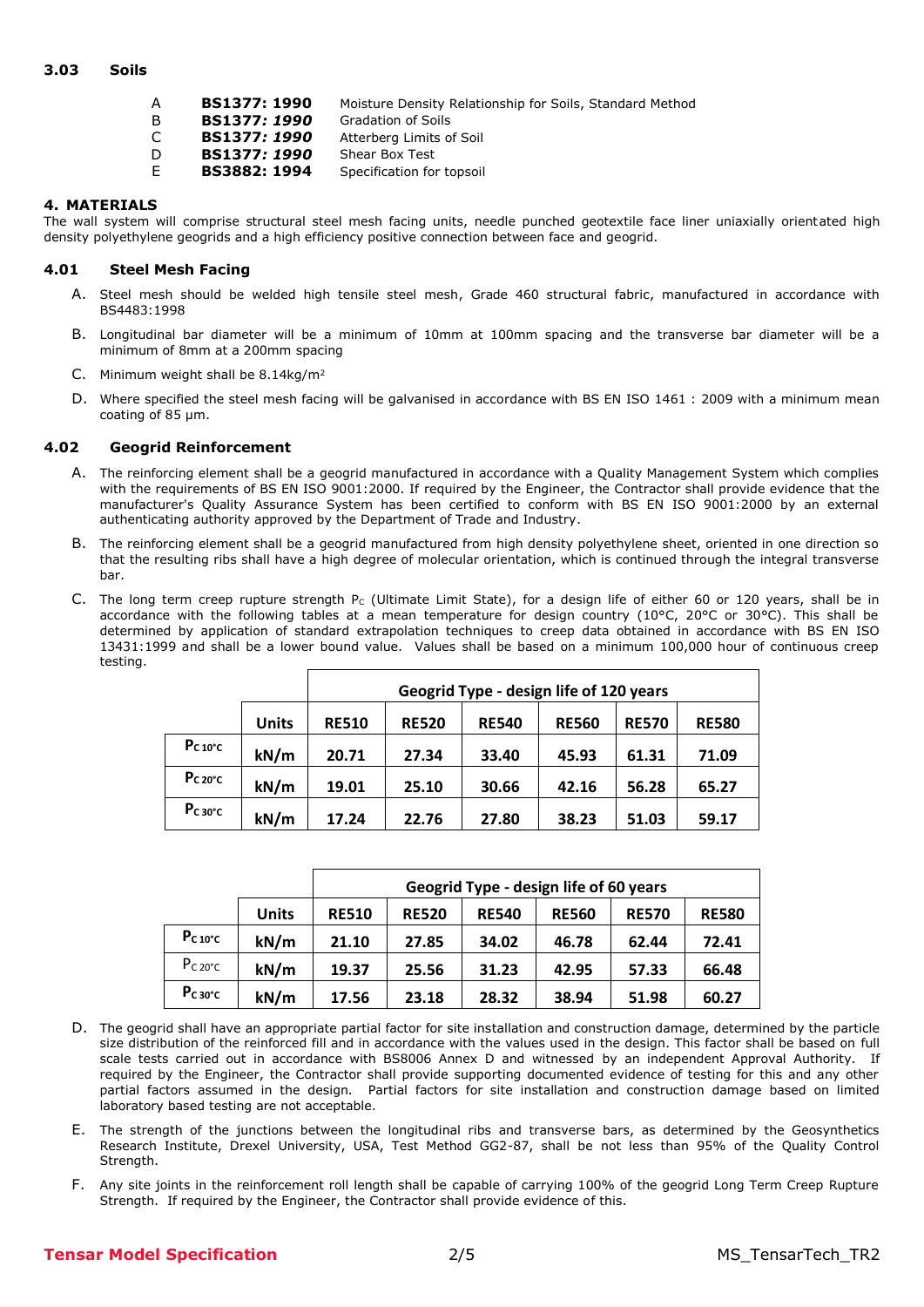### 3.03 Soils

| | | |
|---|---|---|
| A | **BS1377: 1990** | Moisture Density Relationship for Soils, Standard Method |
| B | **BS1377:** ***1990*** | Gradation of Soils |
| C | **BS1377:** ***1990*** | Atterberg Limits of Soil |
| D | **BS1377:** ***1990*** | Shear Box Test |
| E | **BS3882: 1994** | Specification for topsoil |

## 4. MATERIALS

The wall system will comprise structural steel mesh facing units, needle punched geotextile face liner uniaxially orientated high density polyethylene geogrids and a high efficiency positive connection between face and geogrid.

### 4.01 Steel Mesh Facing

A. Steel mesh should be welded high tensile steel mesh, Grade 460 structural fabric, manufactured in accordance with BS4483:1998

B. Longitudinal bar diameter will be a minimum of 10mm at 100mm spacing and the transverse bar diameter will be a minimum of 8mm at a 200mm spacing

C. Minimum weight shall be 8.14kg/m$^2$

D. Where specified the steel mesh facing will be galvanised in accordance with BS EN ISO 1461 : 2009 with a minimum mean coating of 85 µm.

### 4.02 Geogrid Reinforcement

A. The reinforcing element shall be a geogrid manufactured in accordance with a Quality Management System which complies with the requirements of BS EN ISO 9001:2000. If required by the Engineer, the Contractor shall provide evidence that the manufacturer's Quality Assurance System has been certified to conform with BS EN ISO 9001:2000 by an external authenticating authority approved by the Department of Trade and Industry.

B. The reinforcing element shall be a geogrid manufactured from high density polyethylene sheet, oriented in one direction so that the resulting ribs shall have a high degree of molecular orientation, which is continued through the integral transverse bar.

C. The long term creep rupture strength $P_C$ (Ultimate Limit State), for a design life of either 60 or 120 years, shall be in accordance with the following tables at a mean temperature for design country (10°C, 20°C or 30°C). This shall be determined by application of standard extrapolation techniques to creep data obtained in accordance with BS EN ISO 13431:1999 and shall be a lower bound value. Values shall be based on a minimum 100,000 hour of continuous creep testing.

| | | Geogrid Type - design life of 120 years | | | | | |
|---|---|---|---|---|---|---|---|
| | **Units** | **RE510** | **RE520** | **RE540** | **RE560** | **RE570** | **RE580** |
| $P_{C\,10°C}$ | kN/m | 20.71 | 27.34 | 33.40 | 45.93 | 61.31 | 71.09 |
| $P_{C\,20°C}$ | kN/m | 19.01 | 25.10 | 30.66 | 42.16 | 56.28 | 65.27 |
| $P_{C\,30°C}$ | kN/m | 17.24 | 22.76 | 27.80 | 38.23 | 51.03 | 59.17 |

| | | Geogrid Type - design life of 60 years | | | | | |
|---|---|---|---|---|---|---|---|
| | **Units** | **RE510** | **RE520** | **RE540** | **RE560** | **RE570** | **RE580** |
| $P_{C\,10°C}$ | kN/m | 21.10 | 27.85 | 34.02 | 46.78 | 62.44 | 72.41 |
| $P_{C\,20°C}$ | kN/m | 19.37 | 25.56 | 31.23 | 42.95 | 57.33 | 66.48 |
| $P_{C\,30°C}$ | kN/m | 17.56 | 23.18 | 28.32 | 38.94 | 51.98 | 60.27 |

D. The geogrid shall have an appropriate partial factor for site installation and construction damage, determined by the particle size distribution of the reinforced fill and in accordance with the values used in the design. This factor shall be based on full scale tests carried out in accordance with BS8006 Annex D and witnessed by an independent Approval Authority. If required by the Engineer, the Contractor shall provide supporting documented evidence of testing for this and any other partial factors assumed in the design. Partial factors for site installation and construction damage based on limited laboratory based testing are not acceptable.

E. The strength of the junctions between the longitudinal ribs and transverse bars, as determined by the Geosynthetics Research Institute, Drexel University, USA, Test Method GG2-87, shall be not less than 95% of the Quality Control Strength.

F. Any site joints in the reinforcement roll length shall be capable of carrying 100% of the geogrid Long Term Creep Rupture Strength. If required by the Engineer, the Contractor shall provide evidence of this.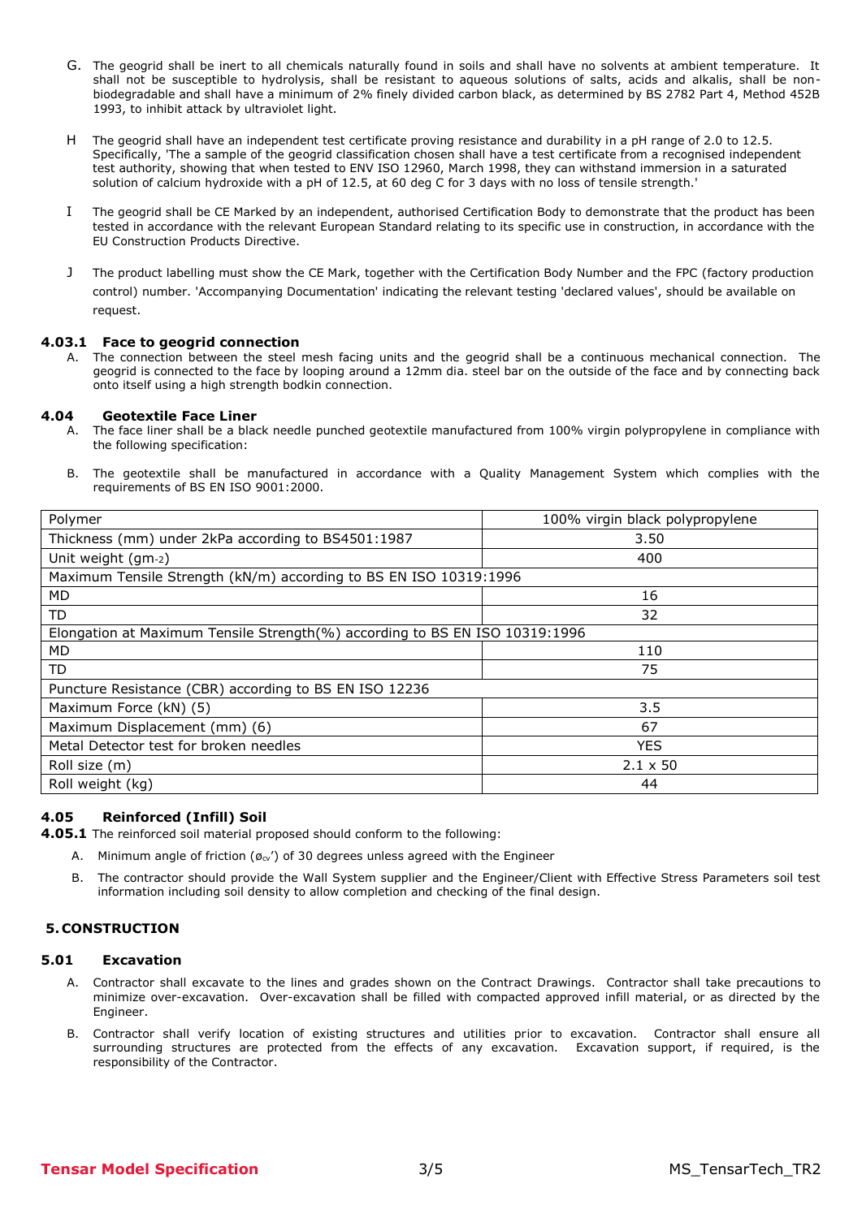G. The geogrid shall be inert to all chemicals naturally found in soils and shall have no solvents at ambient temperature. It shall not be susceptible to hydrolysis, shall be resistant to aqueous solutions of salts, acids and alkalis, shall be non-biodegradable and shall have a minimum of 2% finely divided carbon black, as determined by BS 2782 Part 4, Method 452B 1993, to inhibit attack by ultraviolet light.

H The geogrid shall have an independent test certificate proving resistance and durability in a pH range of 2.0 to 12.5. Specifically, 'The a sample of the geogrid classification chosen shall have a test certificate from a recognised independent test authority, showing that when tested to ENV ISO 12960, March 1998, they can withstand immersion in a saturated solution of calcium hydroxide with a pH of 12.5, at 60 deg C for 3 days with no loss of tensile strength.'

I The geogrid shall be CE Marked by an independent, authorised Certification Body to demonstrate that the product has been tested in accordance with the relevant European Standard relating to its specific use in construction, in accordance with the EU Construction Products Directive.

J The product labelling must show the CE Mark, together with the Certification Body Number and the FPC (factory production control) number. 'Accompanying Documentation' indicating the relevant testing 'declared values', should be available on request.

### 4.03.1 Face to geogrid connection

A. The connection between the steel mesh facing units and the geogrid shall be a continuous mechanical connection. The geogrid is connected to the face by looping around a 12mm dia. steel bar on the outside of the face and by connecting back onto itself using a high strength bodkin connection.

### 4.04 Geotextile Face Liner

A. The face liner shall be a black needle punched geotextile manufactured from 100% virgin polypropylene in compliance with the following specification:

B. The geotextile shall be manufactured in accordance with a Quality Management System which complies with the requirements of BS EN ISO 9001:2000.

| Polymer | 100% virgin black polypropylene |
|---|---|
| Thickness (mm) under 2kPa according to BS4501:1987 | 3.50 |
| Unit weight ($gm^{-2}$) | 400 |
| Maximum Tensile Strength (kN/m) according to BS EN ISO 10319:1996 | |
| MD | 16 |
| TD | 32 |
| Elongation at Maximum Tensile Strength(%) according to BS EN ISO 10319:1996 | |
| MD | 110 |
| TD | 75 |
| Puncture Resistance (CBR) according to BS EN ISO 12236 | |
| Maximum Force (kN) (5) | 3.5 |
| Maximum Displacement (mm) (6) | 67 |
| Metal Detector test for broken needles | YES |
| Roll size (m) | 2.1 x 50 |
| Roll weight (kg) | 44 |

### 4.05 Reinforced (Infill) Soil

**4.05.1** The reinforced soil material proposed should conform to the following:

A. Minimum angle of friction ($\phi_{cv}$') of 30 degrees unless agreed with the Engineer

B. The contractor should provide the Wall System supplier and the Engineer/Client with Effective Stress Parameters soil test information including soil density to allow completion and checking of the final design.

## 5. CONSTRUCTION

### 5.01 Excavation

A. Contractor shall excavate to the lines and grades shown on the Contract Drawings. Contractor shall take precautions to minimize over-excavation. Over-excavation shall be filled with compacted approved infill material, or as directed by the Engineer.

B. Contractor shall verify location of existing structures and utilities prior to excavation. Contractor shall ensure all surrounding structures are protected from the effects of any excavation. Excavation support, if required, is the responsibility of the Contractor.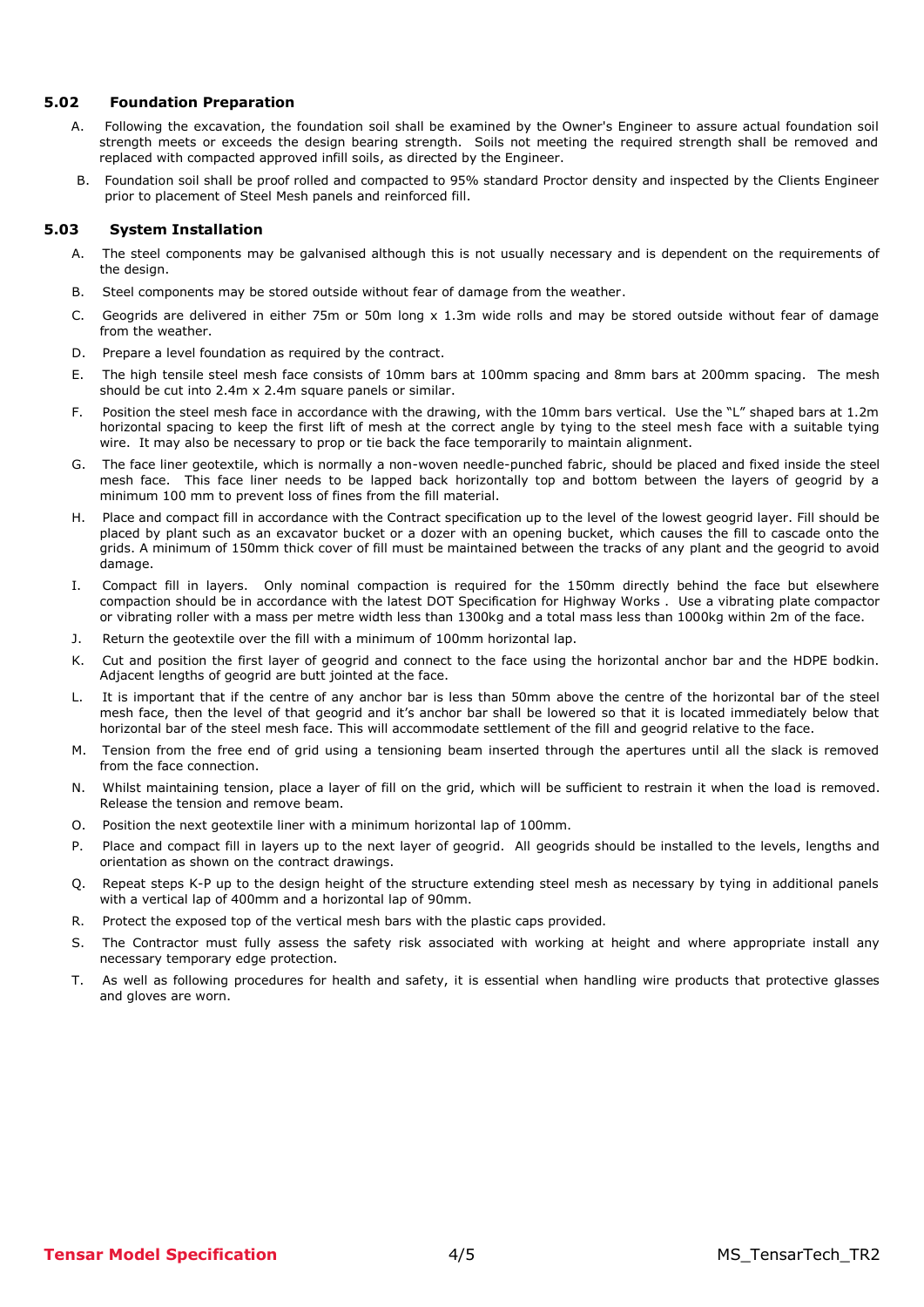### 5.02 Foundation Preparation

A. Following the excavation, the foundation soil shall be examined by the Owner's Engineer to assure actual foundation soil strength meets or exceeds the design bearing strength. Soils not meeting the required strength shall be removed and replaced with compacted approved infill soils, as directed by the Engineer.

B. Foundation soil shall be proof rolled and compacted to 95% standard Proctor density and inspected by the Clients Engineer prior to placement of Steel Mesh panels and reinforced fill.

### 5.03 System Installation

A. The steel components may be galvanised although this is not usually necessary and is dependent on the requirements of the design.

B. Steel components may be stored outside without fear of damage from the weather.

C. Geogrids are delivered in either 75m or 50m long x 1.3m wide rolls and may be stored outside without fear of damage from the weather.

D. Prepare a level foundation as required by the contract.

E. The high tensile steel mesh face consists of 10mm bars at 100mm spacing and 8mm bars at 200mm spacing. The mesh should be cut into 2.4m x 2.4m square panels or similar.

F. Position the steel mesh face in accordance with the drawing, with the 10mm bars vertical. Use the "L" shaped bars at 1.2m horizontal spacing to keep the first lift of mesh at the correct angle by tying to the steel mesh face with a suitable tying wire. It may also be necessary to prop or tie back the face temporarily to maintain alignment.

G. The face liner geotextile, which is normally a non-woven needle-punched fabric, should be placed and fixed inside the steel mesh face. This face liner needs to be lapped back horizontally top and bottom between the layers of geogrid by a minimum 100 mm to prevent loss of fines from the fill material.

H. Place and compact fill in accordance with the Contract specification up to the level of the lowest geogrid layer. Fill should be placed by plant such as an excavator bucket or a dozer with an opening bucket, which causes the fill to cascade onto the grids. A minimum of 150mm thick cover of fill must be maintained between the tracks of any plant and the geogrid to avoid damage.

I. Compact fill in layers. Only nominal compaction is required for the 150mm directly behind the face but elsewhere compaction should be in accordance with the latest DOT Specification for Highway Works . Use a vibrating plate compactor or vibrating roller with a mass per metre width less than 1300kg and a total mass less than 1000kg within 2m of the face.

J. Return the geotextile over the fill with a minimum of 100mm horizontal lap.

K. Cut and position the first layer of geogrid and connect to the face using the horizontal anchor bar and the HDPE bodkin. Adjacent lengths of geogrid are butt jointed at the face.

L. It is important that if the centre of any anchor bar is less than 50mm above the centre of the horizontal bar of the steel mesh face, then the level of that geogrid and it's anchor bar shall be lowered so that it is located immediately below that horizontal bar of the steel mesh face. This will accommodate settlement of the fill and geogrid relative to the face.

M. Tension from the free end of grid using a tensioning beam inserted through the apertures until all the slack is removed from the face connection.

N. Whilst maintaining tension, place a layer of fill on the grid, which will be sufficient to restrain it when the load is removed. Release the tension and remove beam.

O. Position the next geotextile liner with a minimum horizontal lap of 100mm.

P. Place and compact fill in layers up to the next layer of geogrid. All geogrids should be installed to the levels, lengths and orientation as shown on the contract drawings.

Q. Repeat steps K-P up to the design height of the structure extending steel mesh as necessary by tying in additional panels with a vertical lap of 400mm and a horizontal lap of 90mm.

R. Protect the exposed top of the vertical mesh bars with the plastic caps provided.

S. The Contractor must fully assess the safety risk associated with working at height and where appropriate install any necessary temporary edge protection.

T. As well as following procedures for health and safety, it is essential when handling wire products that protective glasses and gloves are worn.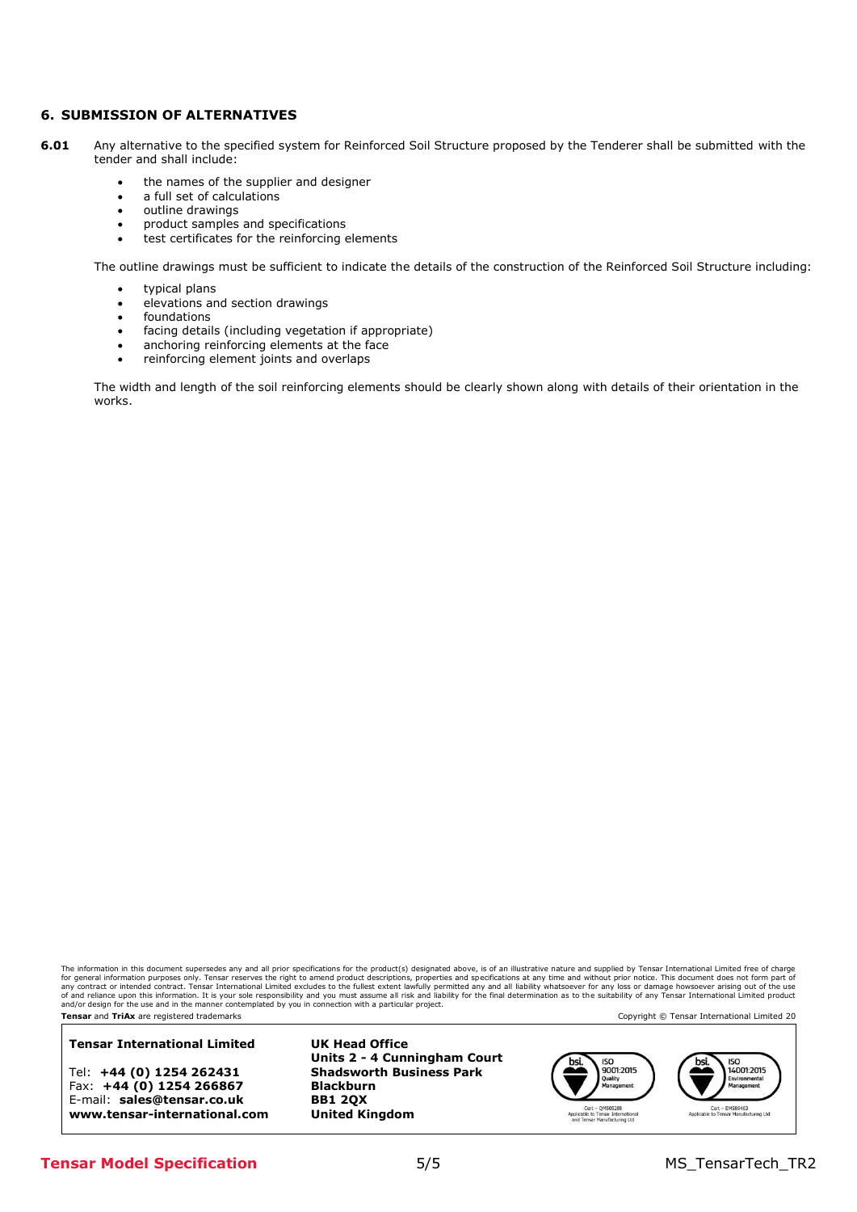## 6. SUBMISSION OF ALTERNATIVES

**6.01** Any alternative to the specified system for Reinforced Soil Structure proposed by the Tenderer shall be submitted with the tender and shall include:

- the names of the supplier and designer
- a full set of calculations
- outline drawings
- product samples and specifications
- test certificates for the reinforcing elements

The outline drawings must be sufficient to indicate the details of the construction of the Reinforced Soil Structure including:

- typical plans
- elevations and section drawings
- foundations
- facing details (including vegetation if appropriate)
- anchoring reinforcing elements at the face
- reinforcing element joints and overlaps

The width and length of the soil reinforcing elements should be clearly shown along with details of their orientation in the works.

The information in this document supersedes any and all prior specifications for the product(s) designated above, is of an illustrative nature and supplied by Tensar International Limited free of charge for general information purposes only. Tensar reserves the right to amend product descriptions, properties and specifications at any time and without prior notice. This document does not form part of any contract or intended contract. Tensar International Limited excludes to the fullest extent lawfully permitted any and all liability whatsoever for any loss or damage howsoever arising out of the use of and reliance upon this information. It is your sole responsibility and you must assume all risk and liability for the final determination as to the suitability of any Tensar International Limited product and/or design for the use and in the manner contemplated by you in connection with a particular project.

**Tensar** and **TriAx** are registered trademarks

Copyright © Tensar International Limited 20

**Tensar International Limited**

Tel: **+44 (0) 1254 262431**
Fax: **+44 (0) 1254 266867**
E-mail: **sales@tensar.co.uk**
**www.tensar-international.com**

**UK Head Office**
**Units 2 - 4 Cunningham Court**
**Shadsworth Business Park**
**Blackburn**
**BB1 2QX**
**United Kingdom**

bsi. ISO 9001:2015 Quality Management
Cert – QM505288
Applicable to Tensar International and Tensar Manufacturing Ltd

bsi. ISO 14001:2015 Environmental Management
Cert – EMS86463
Applicable to Tensar Manufacturing Ltd